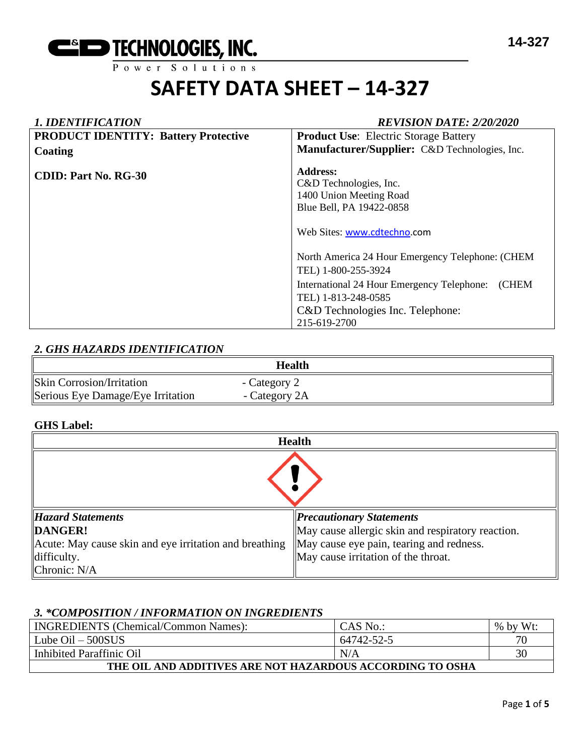**C&D TECHNOLOGIES, INC.**
Power Solutions

14-327

# SAFETY DATA SHEET – 14-327

## *1. IDENTIFICATION*

***REVISION DATE: 2/20/2020***

| | |
|---|---|
| **PRODUCT IDENTITY: Battery Protective Coating**<br><br>**CDID: Part No. RG-30** | **Product Use**: Electric Storage Battery<br>**Manufacturer/Supplier:** C&D Technologies, Inc.<br><br>**Address:**<br>C&D Technologies, Inc.<br>1400 Union Meeting Road<br>Blue Bell, PA 19422-0858<br><br>Web Sites: www.cdtechno.com<br><br>North America 24 Hour Emergency Telephone: (CHEM TEL) 1-800-255-3924<br>International 24 Hour Emergency Telephone: (CHEM TEL) 1-813-248-0585<br>C&D Technologies Inc. Telephone: 215-619-2700 |

## *2. GHS HAZARDS IDENTIFICATION*

| Health | |
|---|---|
| Skin Corrosion/Irritation | - Category 2 |
| Serious Eye Damage/Eye Irritation | - Category 2A |

**GHS Label:**

| Health | |
|---|---|
| *(Exclamation mark pictogram)* | |
| ***Hazard Statements***<br>**DANGER!**<br>Acute: May cause skin and eye irritation and breathing difficulty.<br>Chronic: N/A | ***Precautionary Statements***<br>May cause allergic skin and respiratory reaction.<br>May cause eye pain, tearing and redness.<br>May cause irritation of the throat. |

## *3. *COMPOSITION / INFORMATION ON INGREDIENTS*

| INGREDIENTS (Chemical/Common Names): | CAS No.: | % by Wt: |
|---|---|---|
| Lube Oil – 500SUS | 64742-52-5 | 70 |
| Inhibited Paraffinic Oil | N/A | 30 |
| **THE OIL AND ADDITIVES ARE NOT HAZARDOUS ACCORDING TO OSHA** | | |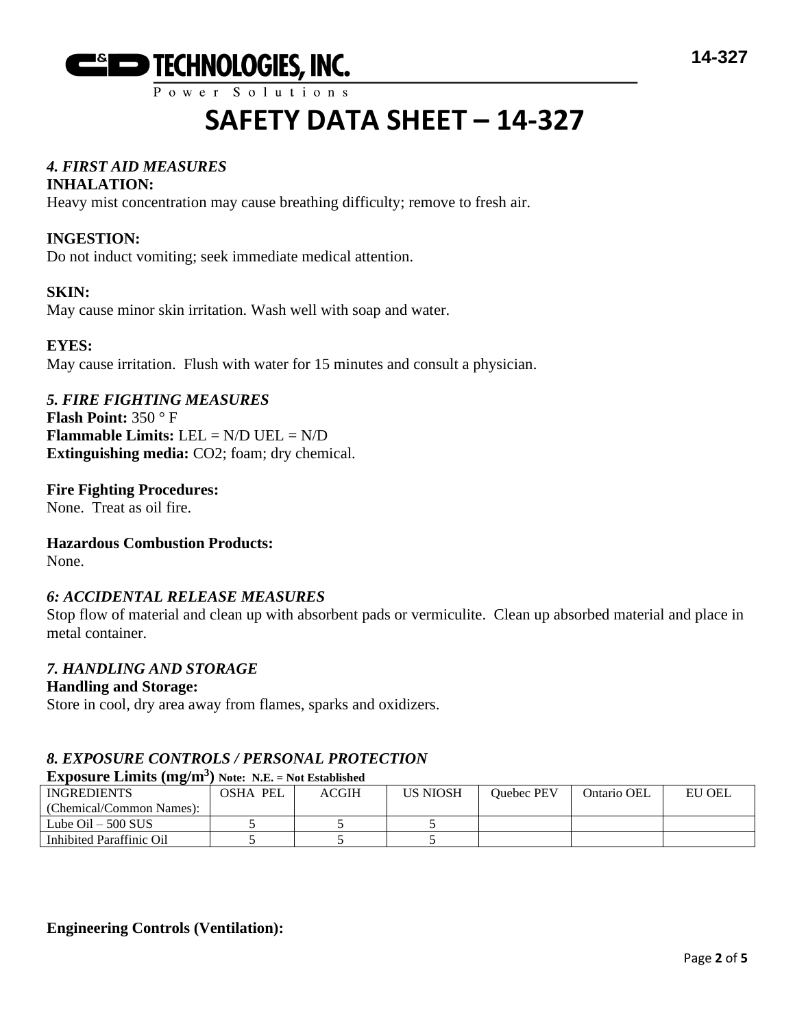# SAFETY DATA SHEET – 14-327

### *4. FIRST AID MEASURES*

**INHALATION:**
Heavy mist concentration may cause breathing difficulty; remove to fresh air.

**INGESTION:**
Do not induct vomiting; seek immediate medical attention.

**SKIN:**
May cause minor skin irritation. Wash well with soap and water.

**EYES:**
May cause irritation. Flush with water for 15 minutes and consult a physician.

### *5. FIRE FIGHTING MEASURES*

**Flash Point:** 350 ° F
**Flammable Limits:** LEL = N/D UEL = N/D
**Extinguishing media:** $CO_2$; foam; dry chemical.

**Fire Fighting Procedures:**
None. Treat as oil fire.

**Hazardous Combustion Products:**
None.

### *6: ACCIDENTAL RELEASE MEASURES*

Stop flow of material and clean up with absorbent pads or vermiculite. Clean up absorbed material and place in metal container.

### *7. HANDLING AND STORAGE*

**Handling and Storage:**
Store in cool, dry area away from flames, sparks and oxidizers.

### *8. EXPOSURE CONTROLS / PERSONAL PROTECTION*

**Exposure Limits ($mg/m^3$)** **Note: N.E. = Not Established**

| INGREDIENTS (Chemical/Common Names): | OSHA PEL | ACGIH | US NIOSH | Quebec PEV | Ontario OEL | EU OEL |
|---|---|---|---|---|---|---|
| Lube Oil – 500 SUS | 5 | 5 | 5 | | | |
| Inhibited Paraffinic Oil | 5 | 5 | 5 | | | |

**Engineering Controls (Ventilation):**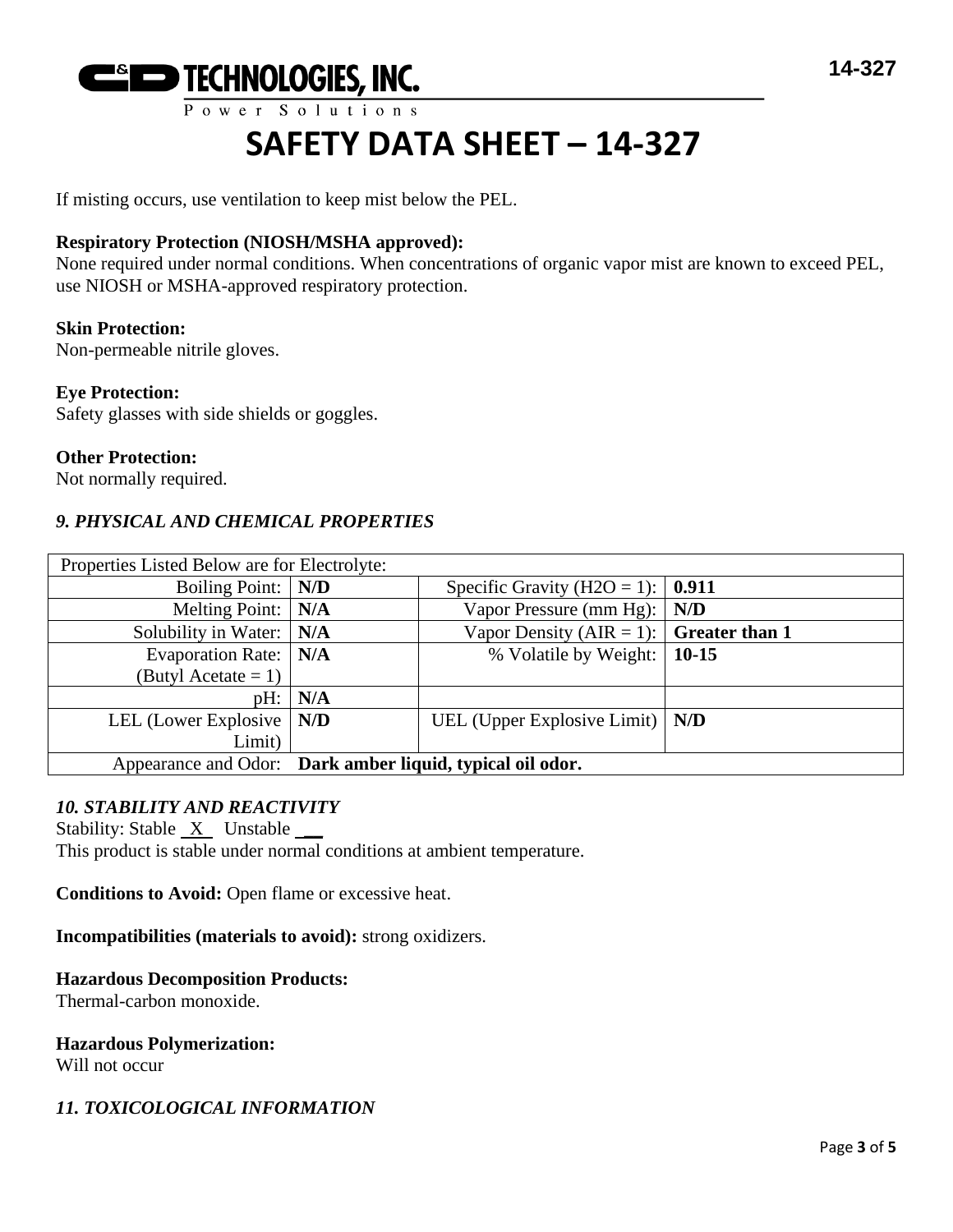If misting occurs, use ventilation to keep mist below the PEL.

**Respiratory Protection (NIOSH/MSHA approved):**
None required under normal conditions. When concentrations of organic vapor mist are known to exceed PEL, use NIOSH or MSHA-approved respiratory protection.

**Skin Protection:**
Non-permeable nitrile gloves.

**Eye Protection:**
Safety glasses with side shields or goggles.

**Other Protection:**
Not normally required.

### *9. PHYSICAL AND CHEMICAL PROPERTIES*

| Properties Listed Below are for Electrolyte: | | | |
|---|---|---|---|
| Boiling Point: | **N/D** | Specific Gravity ($H2O = 1$): | **0.911** |
| Melting Point: | **N/A** | Vapor Pressure (mm Hg): | **N/D** |
| Solubility in Water: | **N/A** | Vapor Density (AIR = 1): | **Greater than 1** |
| Evaporation Rate: (Butyl Acetate = 1) | **N/A** | % Volatile by Weight: | **10-15** |
| pH: | **N/A** | | |
| LEL (Lower Explosive Limit) | **N/D** | UEL (Upper Explosive Limit) | **N/D** |
| Appearance and Odor: | **Dark amber liquid, typical oil odor.** | | |

### *10. STABILITY AND REACTIVITY*

Stability: Stable \_X\_ Unstable \_\_
This product is stable under normal conditions at ambient temperature.

**Conditions to Avoid:** Open flame or excessive heat.

**Incompatibilities (materials to avoid):** strong oxidizers.

**Hazardous Decomposition Products:**
Thermal-carbon monoxide.

**Hazardous Polymerization:**
Will not occur

### *11. TOXICOLOGICAL INFORMATION*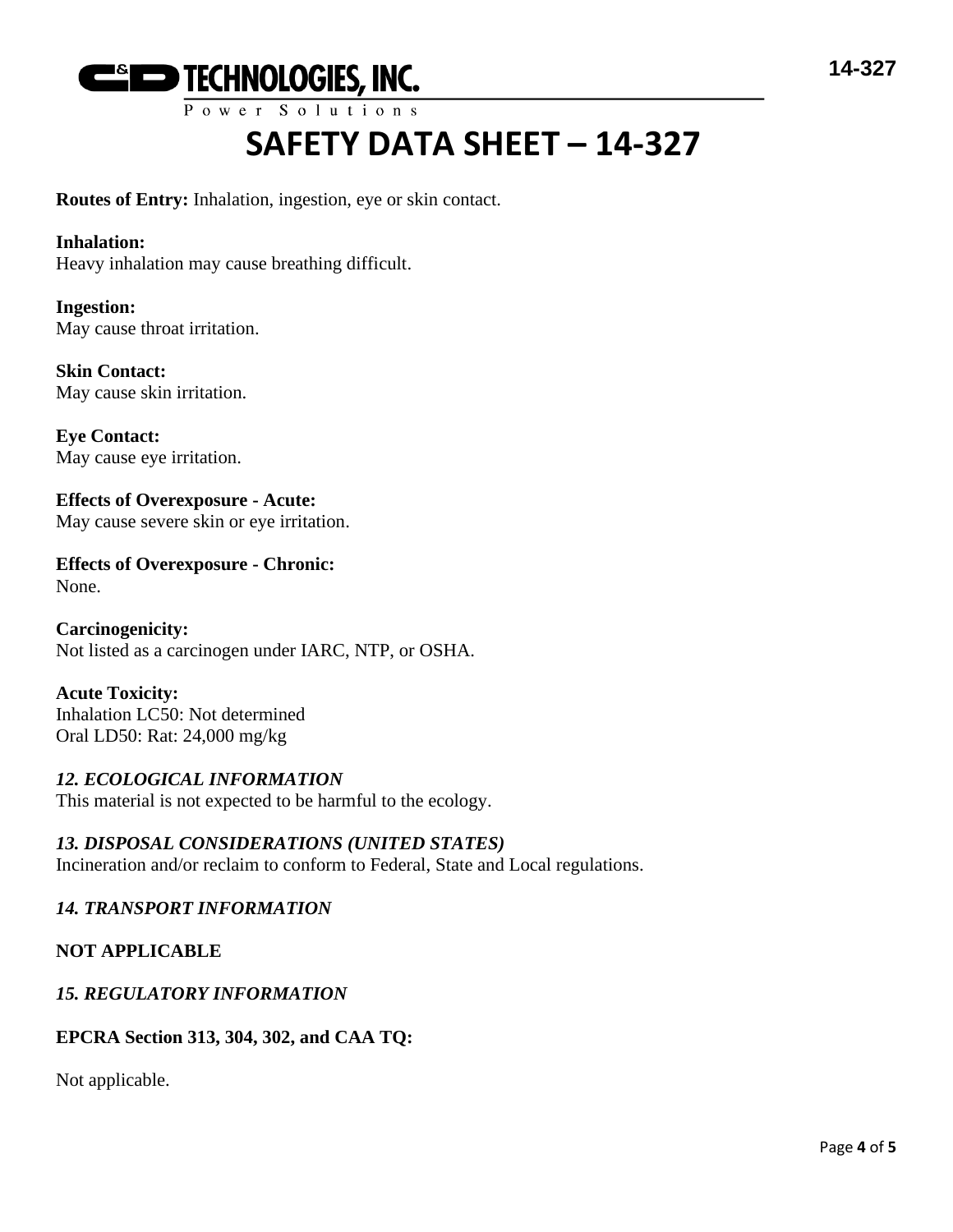**Routes of Entry:** Inhalation, ingestion, eye or skin contact.

**Inhalation:**
Heavy inhalation may cause breathing difficult.

**Ingestion:**
May cause throat irritation.

**Skin Contact:**
May cause skin irritation.

**Eye Contact:**
May cause eye irritation.

**Effects of Overexposure - Acute:**
May cause severe skin or eye irritation.

**Effects of Overexposure - Chronic:**
None.

**Carcinogenicity:**
Not listed as a carcinogen under IARC, NTP, or OSHA.

**Acute Toxicity:**
Inhalation LC50: Not determined
Oral LD50: Rat: 24,000 mg/kg

## *12. ECOLOGICAL INFORMATION*

This material is not expected to be harmful to the ecology.

## *13. DISPOSAL CONSIDERATIONS (UNITED STATES)*

Incineration and/or reclaim to conform to Federal, State and Local regulations.

## *14. TRANSPORT INFORMATION*

**NOT APPLICABLE**

## *15. REGULATORY INFORMATION*

**EPCRA Section 313, 304, 302, and CAA TQ:**

Not applicable.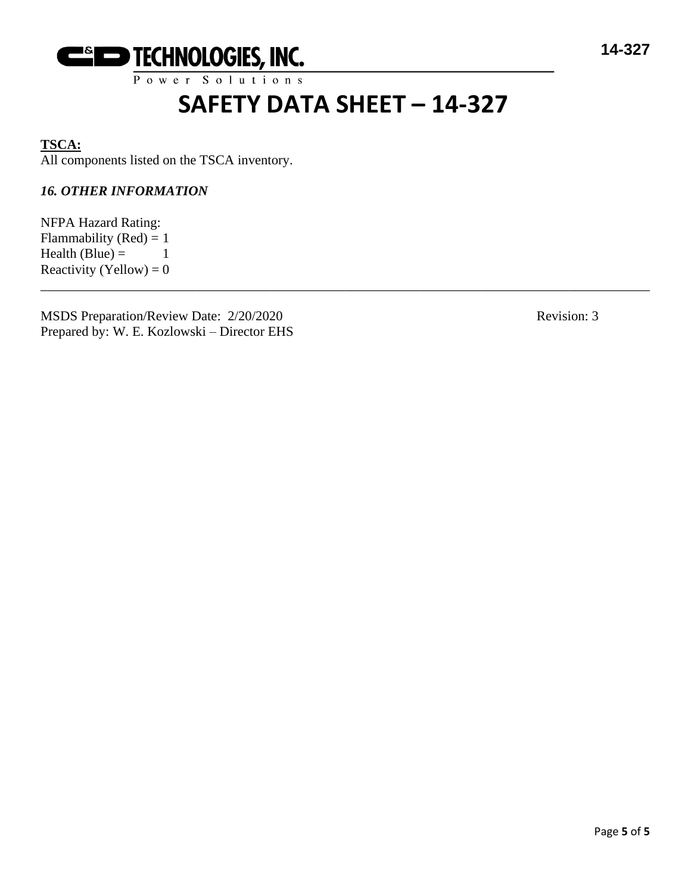**TSCA:**
All components listed on the TSCA inventory.

### *16. OTHER INFORMATION*

NFPA Hazard Rating:
Flammability (Red) = 1
Health (Blue) = 1
Reactivity (Yellow) = 0

---

MSDS Preparation/Review Date: 2/20/2020 Revision: 3
Prepared by: W. E. Kozlowski – Director EHS